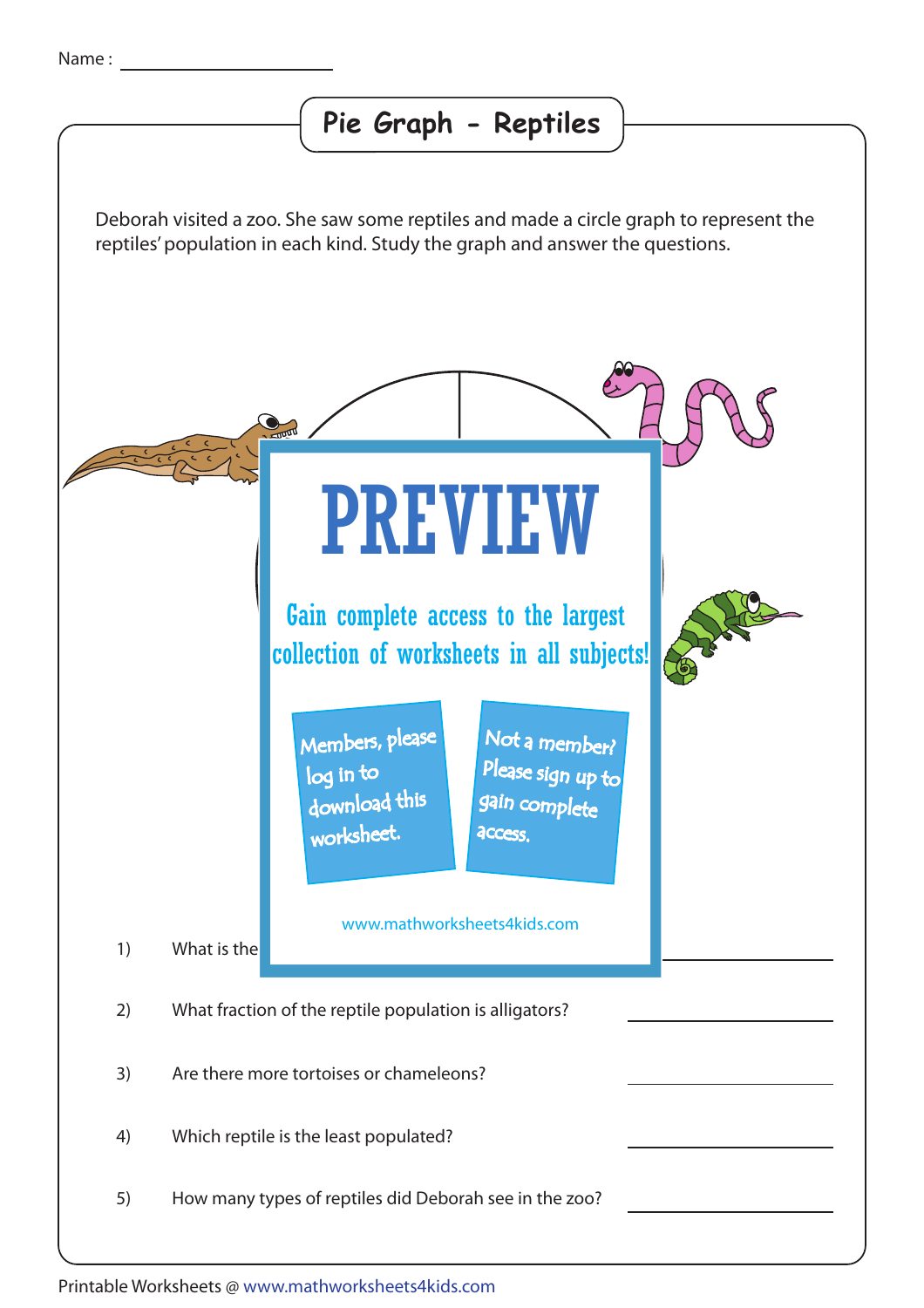Name : ____________________

# Pie Graph - Reptiles

Deborah visited a zoo. She saw some reptiles and made a circle graph to represent the reptiles' population in each kind. Study the graph and answer the questions.

PREVIEW

Gain complete access to the largest collection of worksheets in all subjects!

Members, please log in to download this worksheet.

Not a member? Please sign up to gain complete access.

www.mathworksheets4kids.com

1) What is the ____________________

2) What fraction of the reptile population is alligators? ____________________

3) Are there more tortoises or chameleons? ____________________

4) Which reptile is the least populated? ____________________

5) How many types of reptiles did Deborah see in the zoo? ____________________

Printable Worksheets @ www.mathworksheets4kids.com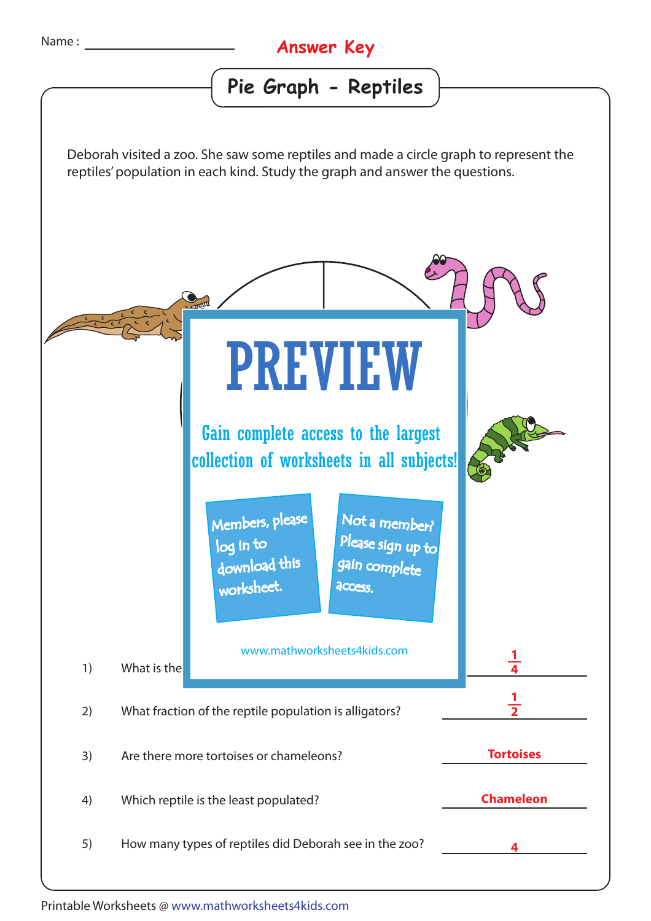Name : ____________________

**Answer Key**

# Pie Graph - Reptiles

Deborah visited a zoo. She saw some reptiles and made a circle graph to represent the reptiles' population in each kind. Study the graph and answer the questions.

PREVIEW

Gain complete access to the largest collection of worksheets in all subjects!

Members, please log in to download this worksheet.

Not a member? Please sign up to gain complete access.

www.mathworksheets4kids.com

1) What is the ... $\frac{1}{4}$

2) What fraction of the reptile population is alligators? $\frac{1}{2}$

3) Are there more tortoises or chameleons? **Tortoises**

4) Which reptile is the least populated? **Chameleon**

5) How many types of reptiles did Deborah see in the zoo? **4**